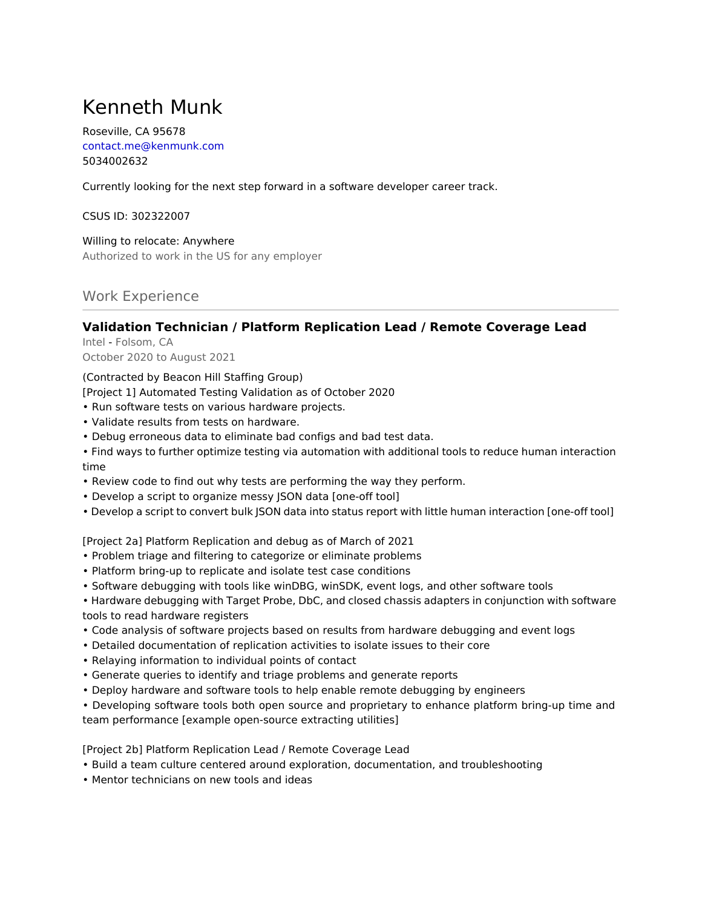# Kenneth Munk

Roseville, CA 95678
contact.me@kenmunk.com
5034002632

Currently looking for the next step forward in a software developer career track.

CSUS ID: 302322007

Willing to relocate: Anywhere
Authorized to work in the US for any employer

## Work Experience

### Validation Technician / Platform Replication Lead / Remote Coverage Lead

Intel - Folsom, CA
October 2020 to August 2021

(Contracted by Beacon Hill Staffing Group)
[Project 1] Automated Testing Validation as of October 2020

- Run software tests on various hardware projects.
- Validate results from tests on hardware.
- Debug erroneous data to eliminate bad configs and bad test data.
- Find ways to further optimize testing via automation with additional tools to reduce human interaction time
- Review code to find out why tests are performing the way they perform.
- Develop a script to organize messy JSON data [one-off tool]
- Develop a script to convert bulk JSON data into status report with little human interaction [one-off tool]

[Project 2a] Platform Replication and debug as of March of 2021

- Problem triage and filtering to categorize or eliminate problems
- Platform bring-up to replicate and isolate test case conditions
- Software debugging with tools like winDBG, winSDK, event logs, and other software tools
- Hardware debugging with Target Probe, DbC, and closed chassis adapters in conjunction with software tools to read hardware registers
- Code analysis of software projects based on results from hardware debugging and event logs
- Detailed documentation of replication activities to isolate issues to their core
- Relaying information to individual points of contact
- Generate queries to identify and triage problems and generate reports
- Deploy hardware and software tools to help enable remote debugging by engineers
- Developing software tools both open source and proprietary to enhance platform bring-up time and team performance [example open-source extracting utilities]

[Project 2b] Platform Replication Lead / Remote Coverage Lead

- Build a team culture centered around exploration, documentation, and troubleshooting
- Mentor technicians on new tools and ideas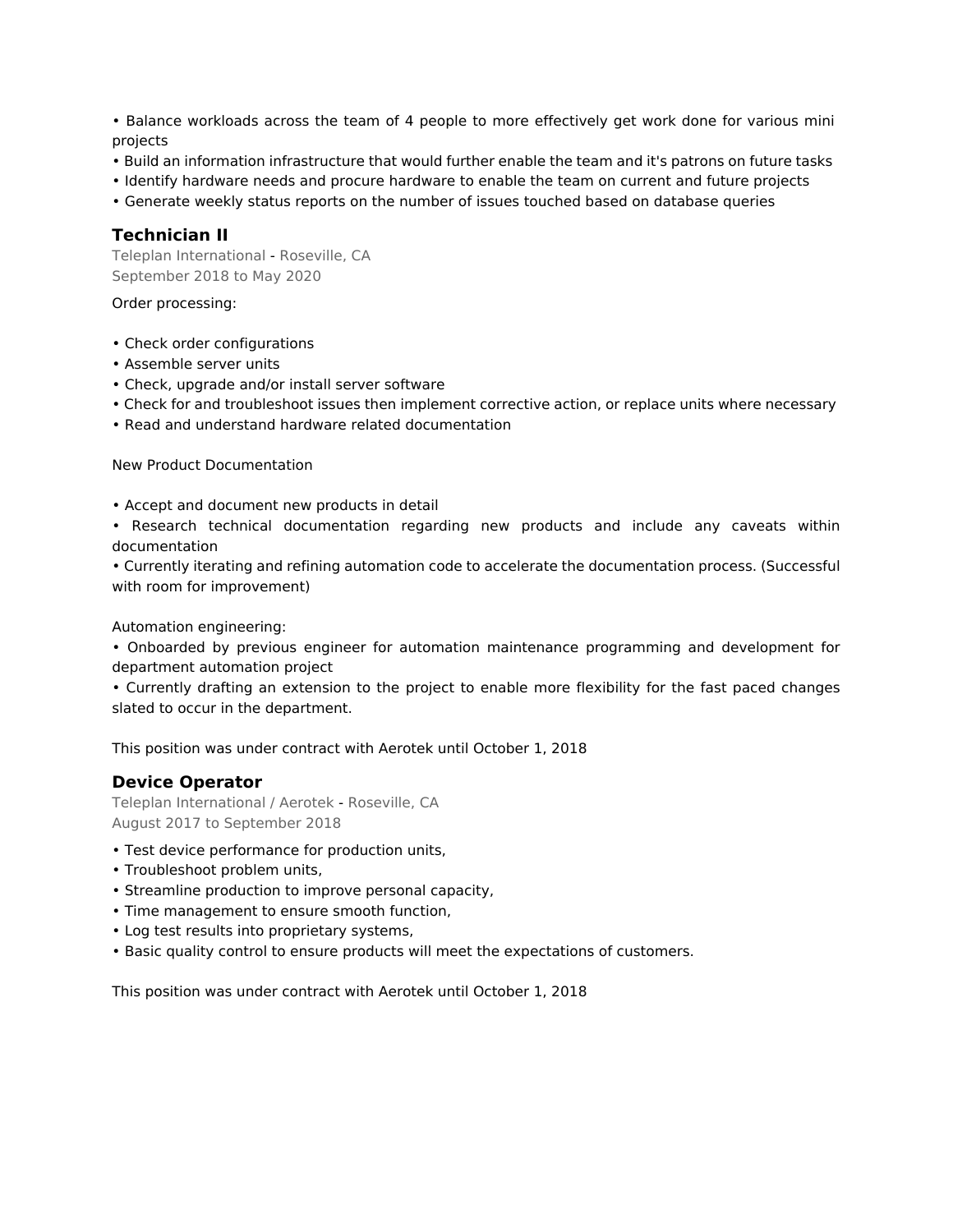• Balance workloads across the team of 4 people to more effectively get work done for various mini projects
• Build an information infrastructure that would further enable the team and it's patrons on future tasks
• Identify hardware needs and procure hardware to enable the team on current and future projects
• Generate weekly status reports on the number of issues touched based on database queries

### Technician II

Teleplan International - Roseville, CA
September 2018 to May 2020

Order processing:

• Check order configurations
• Assemble server units
• Check, upgrade and/or install server software
• Check for and troubleshoot issues then implement corrective action, or replace units where necessary
• Read and understand hardware related documentation

New Product Documentation

• Accept and document new products in detail
• Research technical documentation regarding new products and include any caveats within documentation
• Currently iterating and refining automation code to accelerate the documentation process. (Successful with room for improvement)

Automation engineering:
• Onboarded by previous engineer for automation maintenance programming and development for department automation project
• Currently drafting an extension to the project to enable more flexibility for the fast paced changes slated to occur in the department.

This position was under contract with Aerotek until October 1, 2018

### Device Operator

Teleplan International / Aerotek - Roseville, CA
August 2017 to September 2018

• Test device performance for production units,
• Troubleshoot problem units,
• Streamline production to improve personal capacity,
• Time management to ensure smooth function,
• Log test results into proprietary systems,
• Basic quality control to ensure products will meet the expectations of customers.

This position was under contract with Aerotek until October 1, 2018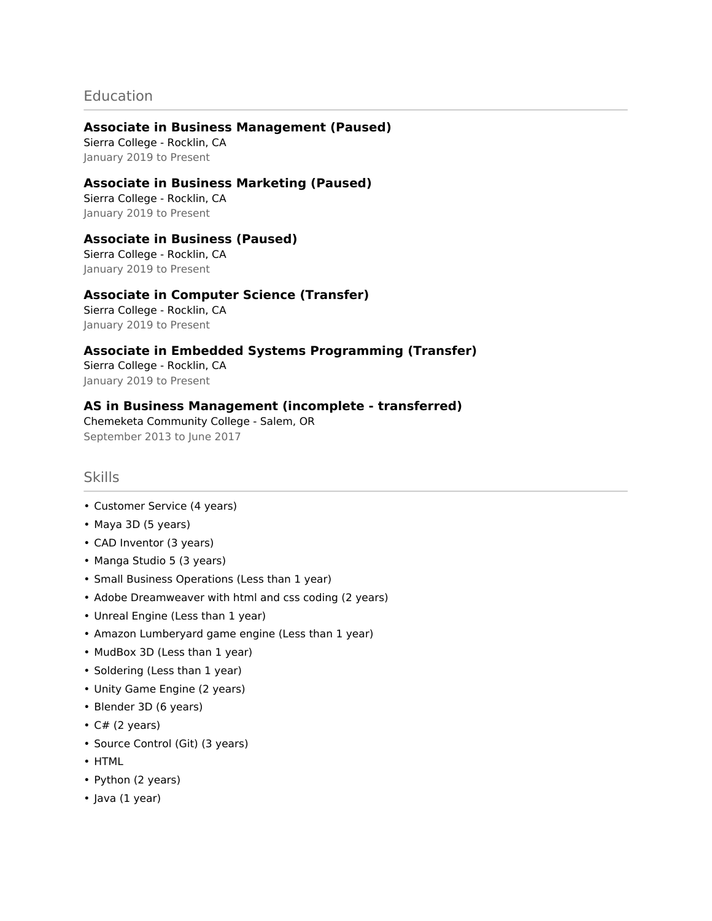## Education

**Associate in Business Management (Paused)**
Sierra College - Rocklin, CA
January 2019 to Present

**Associate in Business Marketing (Paused)**
Sierra College - Rocklin, CA
January 2019 to Present

**Associate in Business (Paused)**
Sierra College - Rocklin, CA
January 2019 to Present

**Associate in Computer Science (Transfer)**
Sierra College - Rocklin, CA
January 2019 to Present

**Associate in Embedded Systems Programming (Transfer)**
Sierra College - Rocklin, CA
January 2019 to Present

**AS in Business Management (incomplete - transferred)**
Chemeketa Community College - Salem, OR
September 2013 to June 2017

## Skills

- Customer Service (4 years)
- Maya 3D (5 years)
- CAD Inventor (3 years)
- Manga Studio 5 (3 years)
- Small Business Operations (Less than 1 year)
- Adobe Dreamweaver with html and css coding (2 years)
- Unreal Engine (Less than 1 year)
- Amazon Lumberyard game engine (Less than 1 year)
- MudBox 3D (Less than 1 year)
- Soldering (Less than 1 year)
- Unity Game Engine (2 years)
- Blender 3D (6 years)
- C# (2 years)
- Source Control (Git) (3 years)
- HTML
- Python (2 years)
- Java (1 year)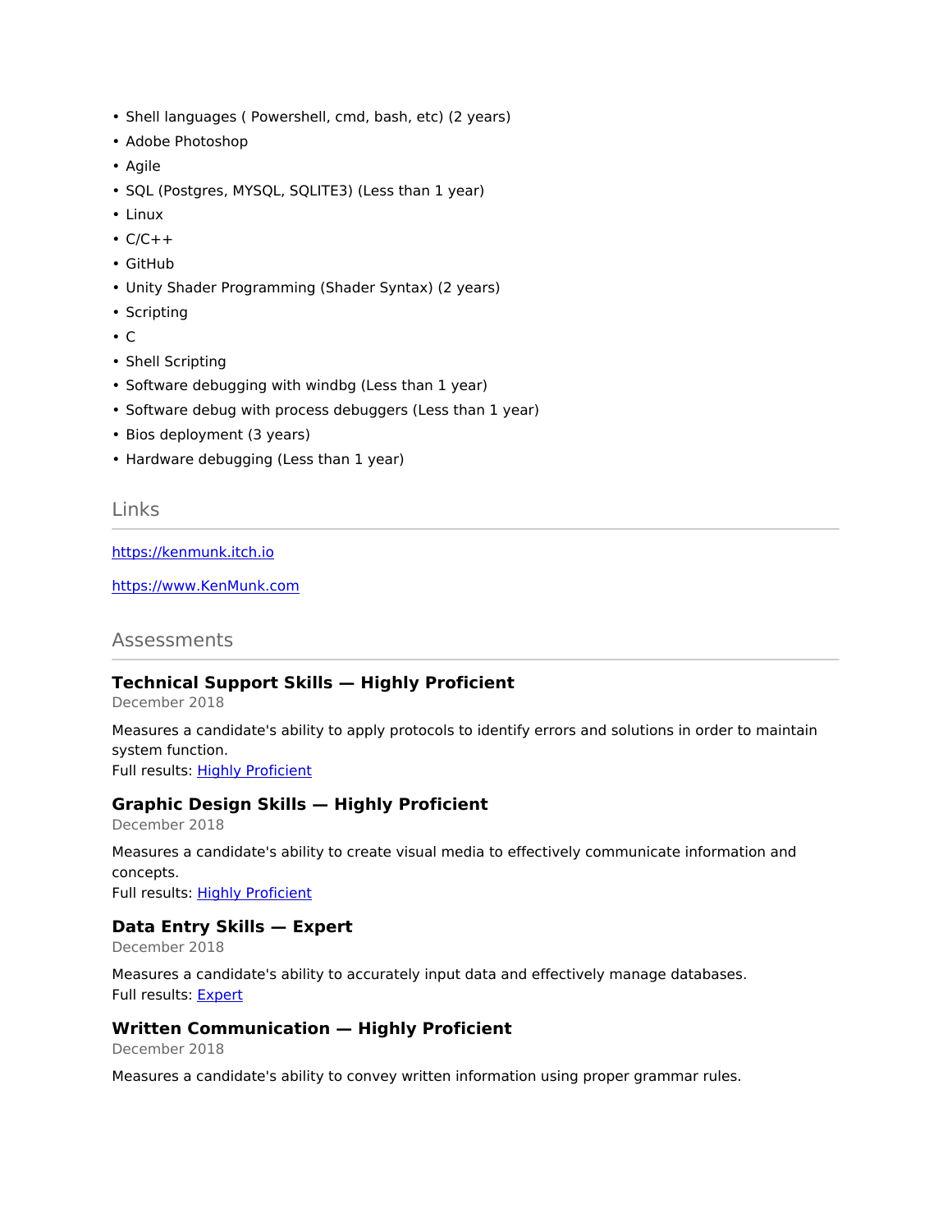- Shell languages ( Powershell, cmd, bash, etc) (2 years)
- Adobe Photoshop
- Agile
- SQL (Postgres, MYSQL, SQLITE3) (Less than 1 year)
- Linux
- C/C++
- GitHub
- Unity Shader Programming (Shader Syntax) (2 years)
- Scripting
- C
- Shell Scripting
- Software debugging with windbg (Less than 1 year)
- Software debug with process debuggers (Less than 1 year)
- Bios deployment (3 years)
- Hardware debugging (Less than 1 year)

## Links

[https://kenmunk.itch.io](https://kenmunk.itch.io)

[https://www.KenMunk.com](https://www.KenMunk.com)

## Assessments

### **Technical Support Skills — Highly Proficient**

December 2018

Measures a candidate's ability to apply protocols to identify errors and solutions in order to maintain system function.
Full results: Highly Proficient

### **Graphic Design Skills — Highly Proficient**

December 2018

Measures a candidate's ability to create visual media to effectively communicate information and concepts.
Full results: Highly Proficient

### **Data Entry Skills — Expert**

December 2018

Measures a candidate's ability to accurately input data and effectively manage databases.
Full results: Expert

### **Written Communication — Highly Proficient**

December 2018

Measures a candidate's ability to convey written information using proper grammar rules.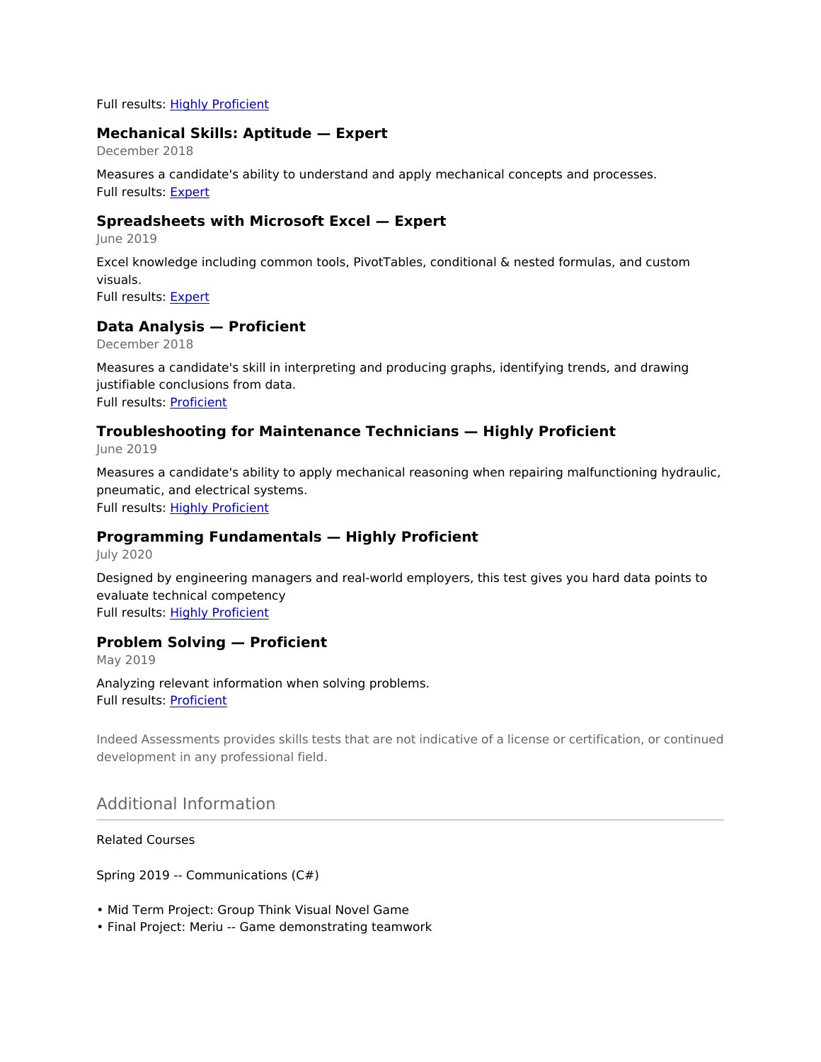Full results: [Highly Proficient]

### Mechanical Skills: Aptitude — Expert

December 2018

Measures a candidate's ability to understand and apply mechanical concepts and processes.
Full results: [Expert]

### Spreadsheets with Microsoft Excel — Expert

June 2019

Excel knowledge including common tools, PivotTables, conditional & nested formulas, and custom visuals.
Full results: [Expert]

### Data Analysis — Proficient

December 2018

Measures a candidate's skill in interpreting and producing graphs, identifying trends, and drawing justifiable conclusions from data.
Full results: [Proficient]

### Troubleshooting for Maintenance Technicians — Highly Proficient

June 2019

Measures a candidate's ability to apply mechanical reasoning when repairing malfunctioning hydraulic, pneumatic, and electrical systems.
Full results: [Highly Proficient]

### Programming Fundamentals — Highly Proficient

July 2020

Designed by engineering managers and real-world employers, this test gives you hard data points to evaluate technical competency
Full results: [Highly Proficient]

### Problem Solving — Proficient

May 2019

Analyzing relevant information when solving problems.
Full results: [Proficient]

Indeed Assessments provides skills tests that are not indicative of a license or certification, or continued development in any professional field.

## Additional Information

Related Courses

Spring 2019 -- Communications (C#)

- Mid Term Project: Group Think Visual Novel Game
- Final Project: Meriu -- Game demonstrating teamwork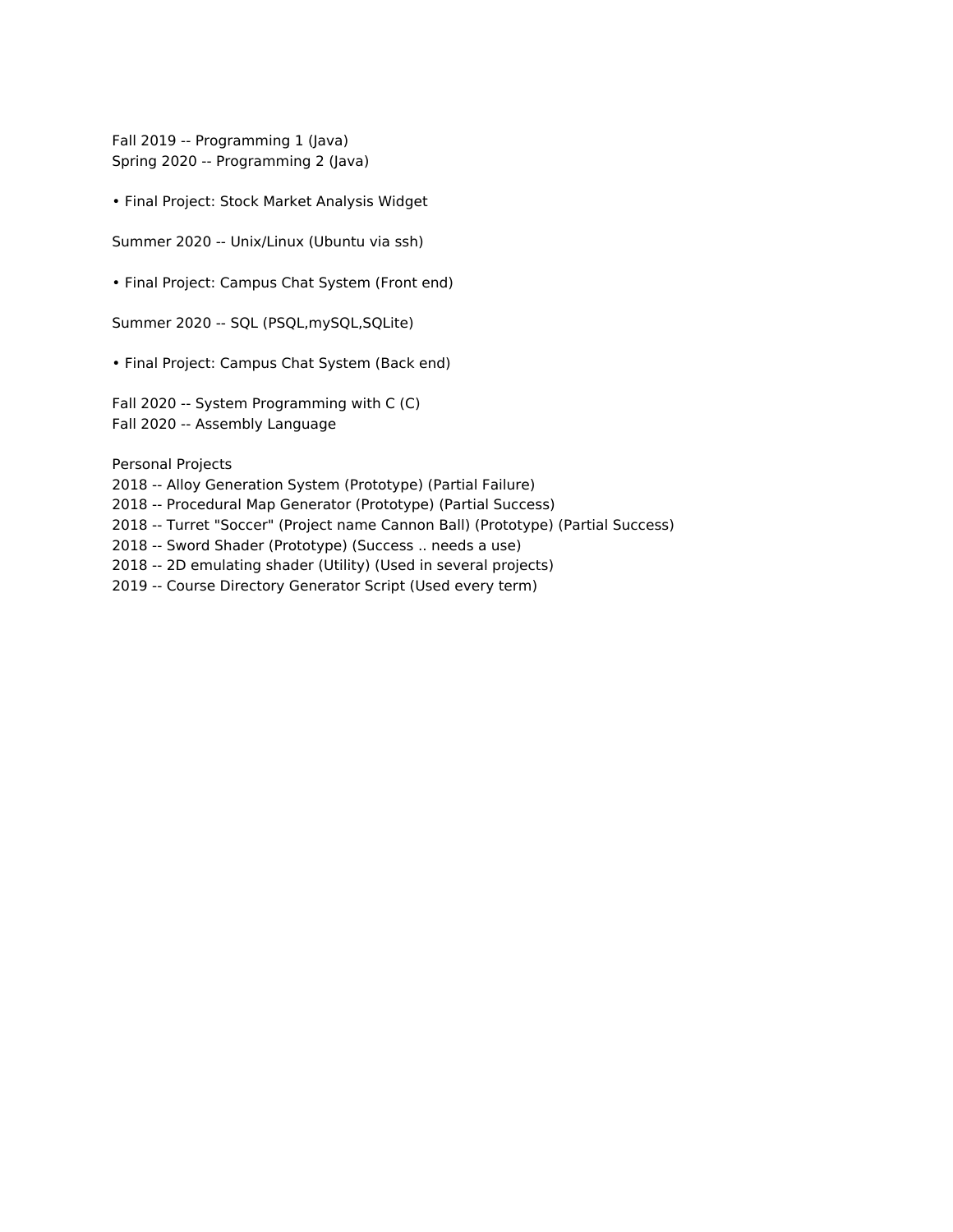Fall 2019 -- Programming 1 (Java)
Spring 2020 -- Programming 2 (Java)

- Final Project: Stock Market Analysis Widget

Summer 2020 -- Unix/Linux (Ubuntu via ssh)

- Final Project: Campus Chat System (Front end)

Summer 2020 -- SQL (PSQL,mySQL,SQLite)

- Final Project: Campus Chat System (Back end)

Fall 2020 -- System Programming with C (C)
Fall 2020 -- Assembly Language

Personal Projects
2018 -- Alloy Generation System (Prototype) (Partial Failure)
2018 -- Procedural Map Generator (Prototype) (Partial Success)
2018 -- Turret "Soccer" (Project name Cannon Ball) (Prototype) (Partial Success)
2018 -- Sword Shader (Prototype) (Success .. needs a use)
2018 -- 2D emulating shader (Utility) (Used in several projects)
2019 -- Course Directory Generator Script (Used every term)